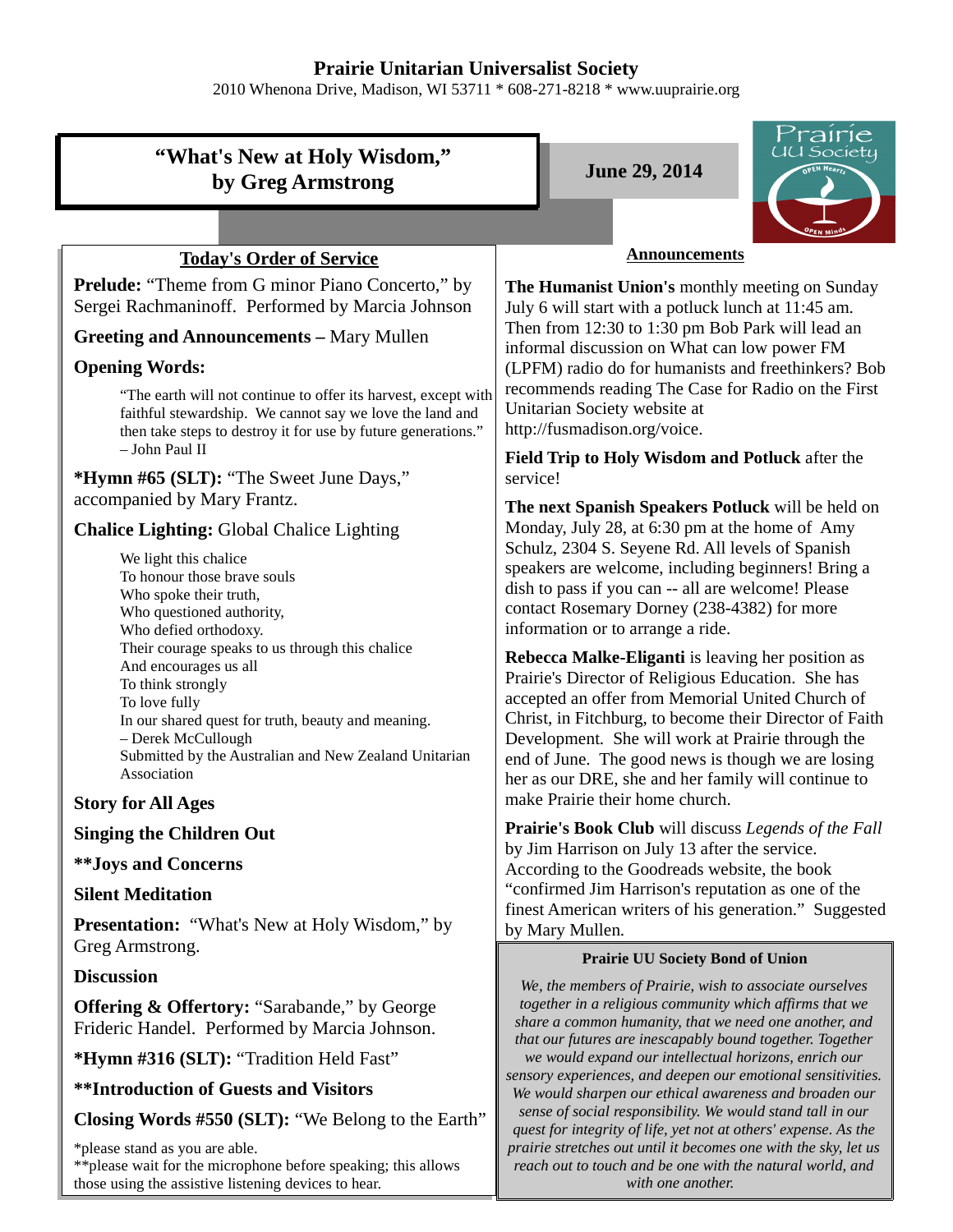# Prairie Unitarian Universalist Society

2010 Whenona Drive, Madison, WI 53711 * 608-271-8218 * www.uuprairie.org

## "What's New at Holy Wisdom," by Greg Armstrong

**June 29, 2014**

### Today's Order of Service

**Prelude:** "Theme from G minor Piano Concerto," by Sergei Rachmaninoff. Performed by Marcia Johnson

**Greeting and Announcements –** Mary Mullen

**Opening Words:**

> "The earth will not continue to offer its harvest, except with faithful stewardship. We cannot say we love the land and then take steps to destroy it for use by future generations."
> – John Paul II

***Hymn #65 (SLT):** "The Sweet June Days," accompanied by Mary Frantz.

**Chalice Lighting:** Global Chalice Lighting

> We light this chalice
> To honour those brave souls
> Who spoke their truth,
> Who questioned authority,
> Who defied orthodoxy.
> Their courage speaks to us through this chalice
> And encourages us all
> To think strongly
> To love fully
> In our shared quest for truth, beauty and meaning.
> – Derek McCullough
> Submitted by the Australian and New Zealand Unitarian Association

**Story for All Ages**

**Singing the Children Out**

****Joys and Concerns**

**Silent Meditation**

**Presentation:** "What's New at Holy Wisdom," by Greg Armstrong.

**Discussion**

**Offering & Offertory:** "Sarabande," by George Frideric Handel. Performed by Marcia Johnson.

***Hymn #316 (SLT):** "Tradition Held Fast"

****Introduction of Guests and Visitors**

**Closing Words #550 (SLT):** "We Belong to the Earth"

*please stand as you are able.
**please wait for the microphone before speaking; this allows those using the assistive listening devices to hear.

### Announcements

**The Humanist Union's** monthly meeting on Sunday July 6 will start with a potluck lunch at 11:45 am. Then from 12:30 to 1:30 pm Bob Park will lead an informal discussion on What can low power FM (LPFM) radio do for humanists and freethinkers? Bob recommends reading The Case for Radio on the First Unitarian Society website at http://fusmadison.org/voice.

**Field Trip to Holy Wisdom and Potluck** after the service!

**The next Spanish Speakers Potluck** will be held on Monday, July 28, at 6:30 pm at the home of Amy Schulz, 2304 S. Seyene Rd. All levels of Spanish speakers are welcome, including beginners! Bring a dish to pass if you can -- all are welcome! Please contact Rosemary Dorney (238-4382) for more information or to arrange a ride.

**Rebecca Malke-Eliganti** is leaving her position as Prairie's Director of Religious Education. She has accepted an offer from Memorial United Church of Christ, in Fitchburg, to become their Director of Faith Development. She will work at Prairie through the end of June. The good news is though we are losing her as our DRE, she and her family will continue to make Prairie their home church.

**Prairie's Book Club** will discuss *Legends of the Fall* by Jim Harrison on July 13 after the service. According to the Goodreads website, the book "confirmed Jim Harrison's reputation as one of the finest American writers of his generation." Suggested by Mary Mullen.

**Prairie UU Society Bond of Union**

*We, the members of Prairie, wish to associate ourselves together in a religious community which affirms that we share a common humanity, that we need one another, and that our futures are inescapably bound together. Together we would expand our intellectual horizons, enrich our sensory experiences, and deepen our emotional sensitivities. We would sharpen our ethical awareness and broaden our sense of social responsibility. We would stand tall in our quest for integrity of life, yet not at others' expense. As the prairie stretches out until it becomes one with the sky, let us reach out to touch and be one with the natural world, and with one another.*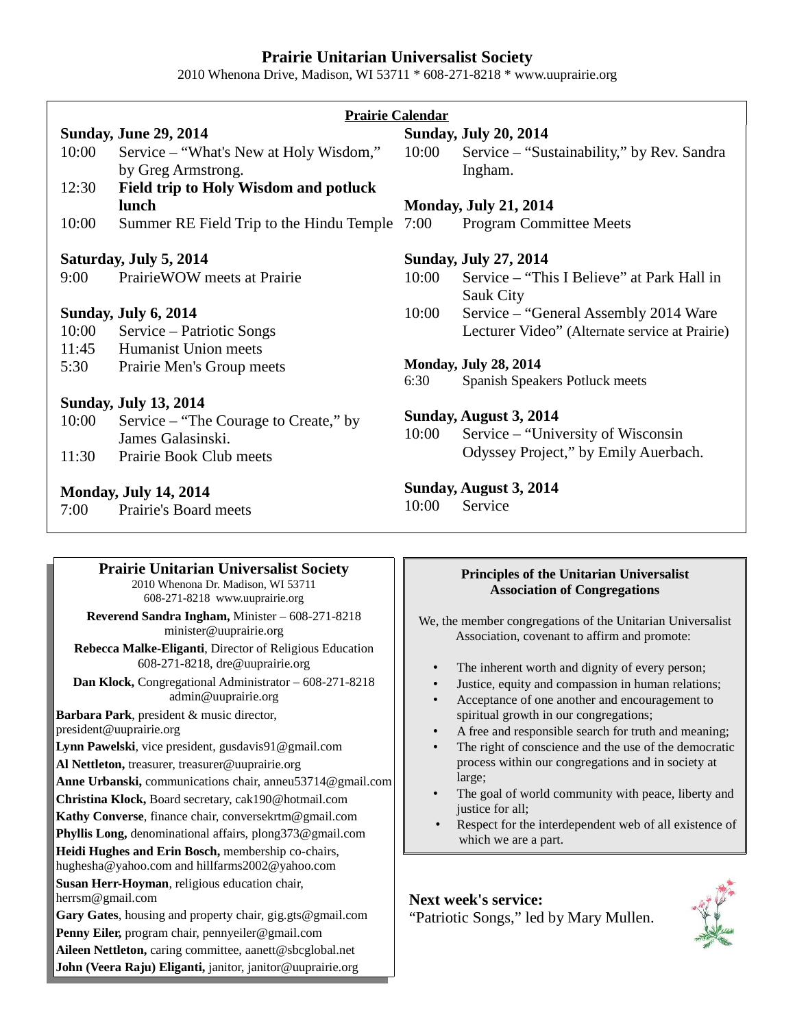# Prairie Unitarian Universalist Society

2010 Whenona Drive, Madison, WI 53711 * 608-271-8218 * www.uuprairie.org

## Prairie Calendar

**Sunday, June 29, 2014**

10:00 Service – “What's New at Holy Wisdom,” by Greg Armstrong.

12:30 **Field trip to Holy Wisdom and potluck lunch**

10:00 Summer RE Field Trip to the Hindu Temple

**Saturday, July 5, 2014**

9:00 PrairieWOW meets at Prairie

**Sunday, July 6, 2014**

10:00 Service – Patriotic Songs

11:45 Humanist Union meets

5:30 Prairie Men's Group meets

**Sunday, July 13, 2014**

10:00 Service – “The Courage to Create,” by James Galasinski.

11:30 Prairie Book Club meets

**Monday, July 14, 2014**

7:00 Prairie's Board meets

**Sunday, July 20, 2014**

10:00 Service – “Sustainability,” by Rev. Sandra Ingham.

**Monday, July 21, 2014**

7:00 Program Committee Meets

**Sunday, July 27, 2014**

10:00 Service – “This I Believe” at Park Hall in Sauk City

10:00 Service – “General Assembly 2014 Ware Lecturer Video” (Alternate service at Prairie)

**Monday, July 28, 2014**

6:30 Spanish Speakers Potluck meets

**Sunday, August 3, 2014**

10:00 Service – “University of Wisconsin Odyssey Project,” by Emily Auerbach.

**Sunday, August 3, 2014**

10:00 Service

---

### Prairie Unitarian Universalist Society

2010 Whenona Dr. Madison, WI 53711
608-271-8218 www.uuprairie.org

**Reverend Sandra Ingham,** Minister – 608-271-8218
minister@uuprairie.org

**Rebecca Malke-Eliganti**, Director of Religious Education
608-271-8218, dre@uuprairie.org

**Dan Klock,** Congregational Administrator – 608-271-8218
admin@uuprairie.org

**Barbara Park**, president & music director, president@uuprairie.org

**Lynn Pawelski**, vice president, gusdavis91@gmail.com

**Al Nettleton,** treasurer, treasurer@uuprairie.org

**Anne Urbanski,** communications chair, anneu53714@gmail.com

**Christina Klock,** Board secretary, cak190@hotmail.com

**Kathy Converse**, finance chair, conversekrtm@gmail.com

**Phyllis Long,** denominational affairs, plong373@gmail.com

**Heidi Hughes and Erin Bosch,** membership co-chairs, hughesha@yahoo.com and hillfarms2002@yahoo.com

**Susan Herr-Hoyman**, religious education chair, herrsm@gmail.com

**Gary Gates**, housing and property chair, gig.gts@gmail.com

**Penny Eiler,** program chair, pennyeiler@gmail.com

**Aileen Nettleton,** caring committee, aanett@sbcglobal.net

**John (Veera Raju) Eliganti,** janitor, janitor@uuprairie.org

### Principles of the Unitarian Universalist Association of Congregations

We, the member congregations of the Unitarian Universalist Association, covenant to affirm and promote:

- The inherent worth and dignity of every person;
- Justice, equity and compassion in human relations;
- Acceptance of one another and encouragement to spiritual growth in our congregations;
- A free and responsible search for truth and meaning;
- The right of conscience and the use of the democratic process within our congregations and in society at large;
- The goal of world community with peace, liberty and justice for all;
- Respect for the interdependent web of all existence of which we are a part.

**Next week's service:**
“Patriotic Songs,” led by Mary Mullen.